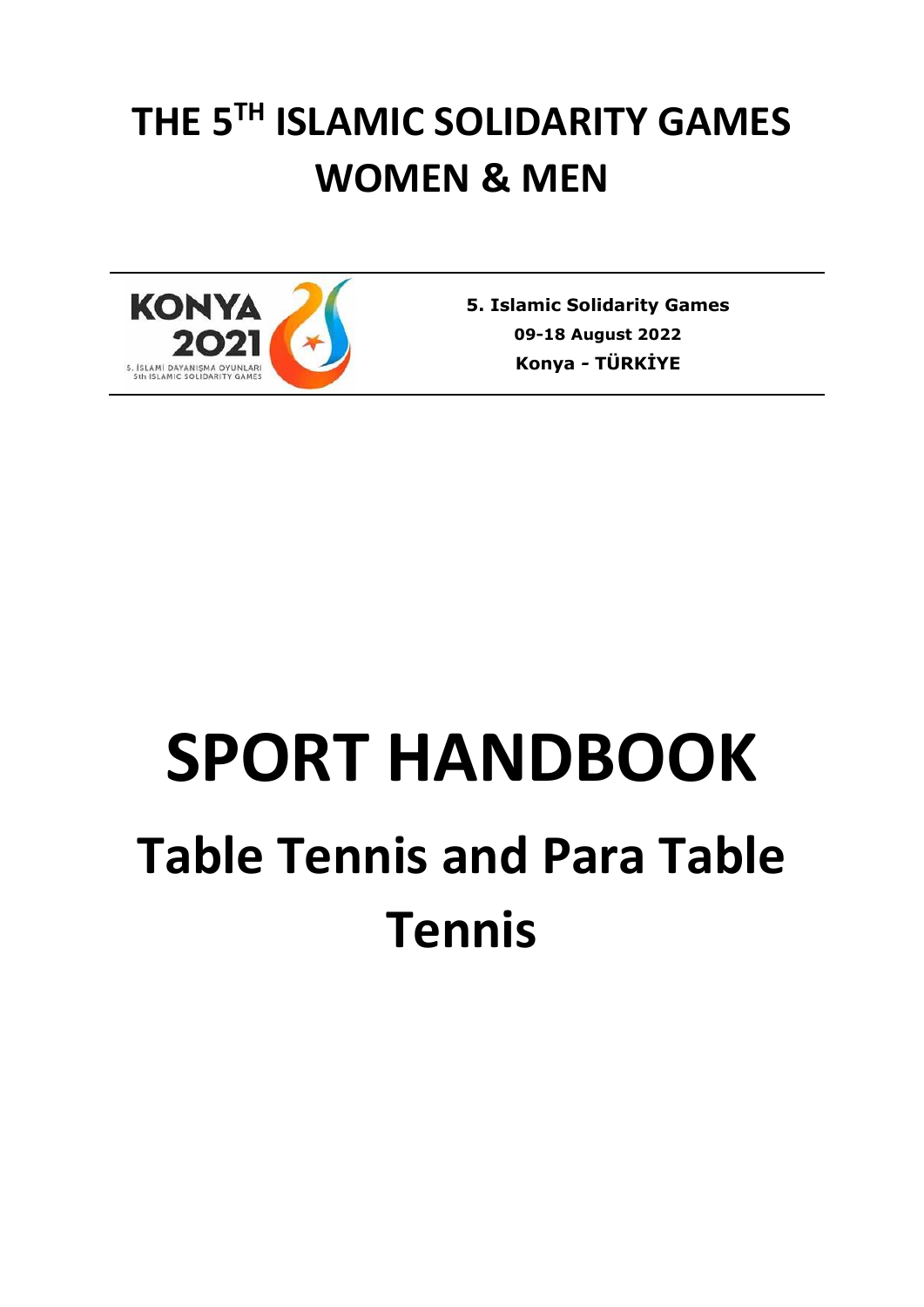# THE 5TH ISLAMIC SOLIDARITY GAMES WOMEN & MEN

KONYA 2021
5. İSLAMİ DAYANIŞMA OYUNLARI
5th ISLAMIC SOLIDARITY GAMES

**5. Islamic Solidarity Games**
**09-18 August 2022**
**Konya - TÜRKİYE**

# SPORT HANDBOOK

## Table Tennis and Para Table Tennis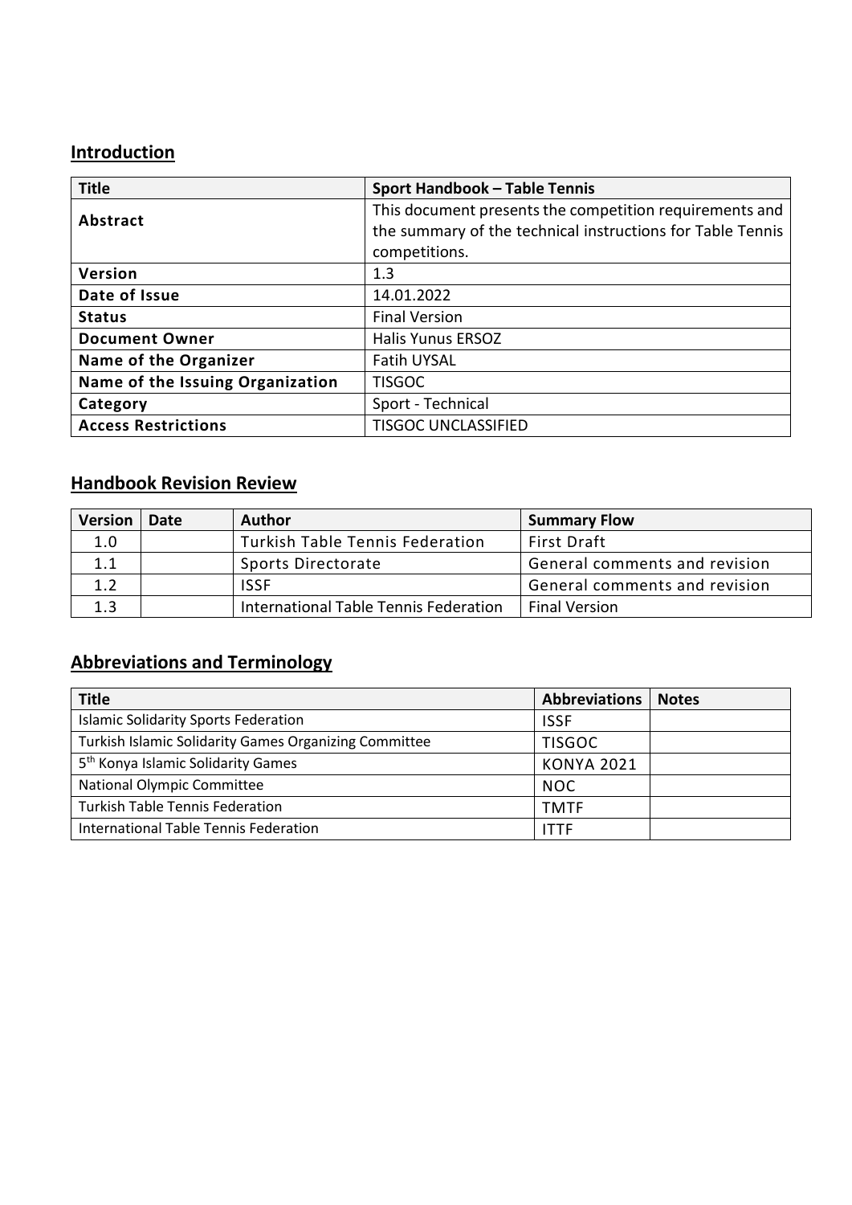## Introduction

| Title | Sport Handbook – Table Tennis |
|---|---|
| Abstract | This document presents the competition requirements and the summary of the technical instructions for Table Tennis competitions. |
| Version | 1.3 |
| Date of Issue | 14.01.2022 |
| Status | Final Version |
| Document Owner | Halis Yunus ERSOZ |
| Name of the Organizer | Fatih UYSAL |
| Name of the Issuing Organization | TISGOC |
| Category | Sport - Technical |
| Access Restrictions | TISGOC UNCLASSIFIED |

## Handbook Revision Review

| Version | Date | Author | Summary Flow |
|---|---|---|---|
| 1.0 | | Turkish Table Tennis Federation | First Draft |
| 1.1 | | Sports Directorate | General comments and revision |
| 1.2 | | ISSF | General comments and revision |
| 1.3 | | International Table Tennis Federation | Final Version |

## Abbreviations and Terminology

| Title | Abbreviations | Notes |
|---|---|---|
| Islamic Solidarity Sports Federation | ISSF | |
| Turkish Islamic Solidarity Games Organizing Committee | TISGOC | |
| 5th Konya Islamic Solidarity Games | KONYA 2021 | |
| National Olympic Committee | NOC | |
| Turkish Table Tennis Federation | TMTF | |
| International Table Tennis Federation | ITTF | |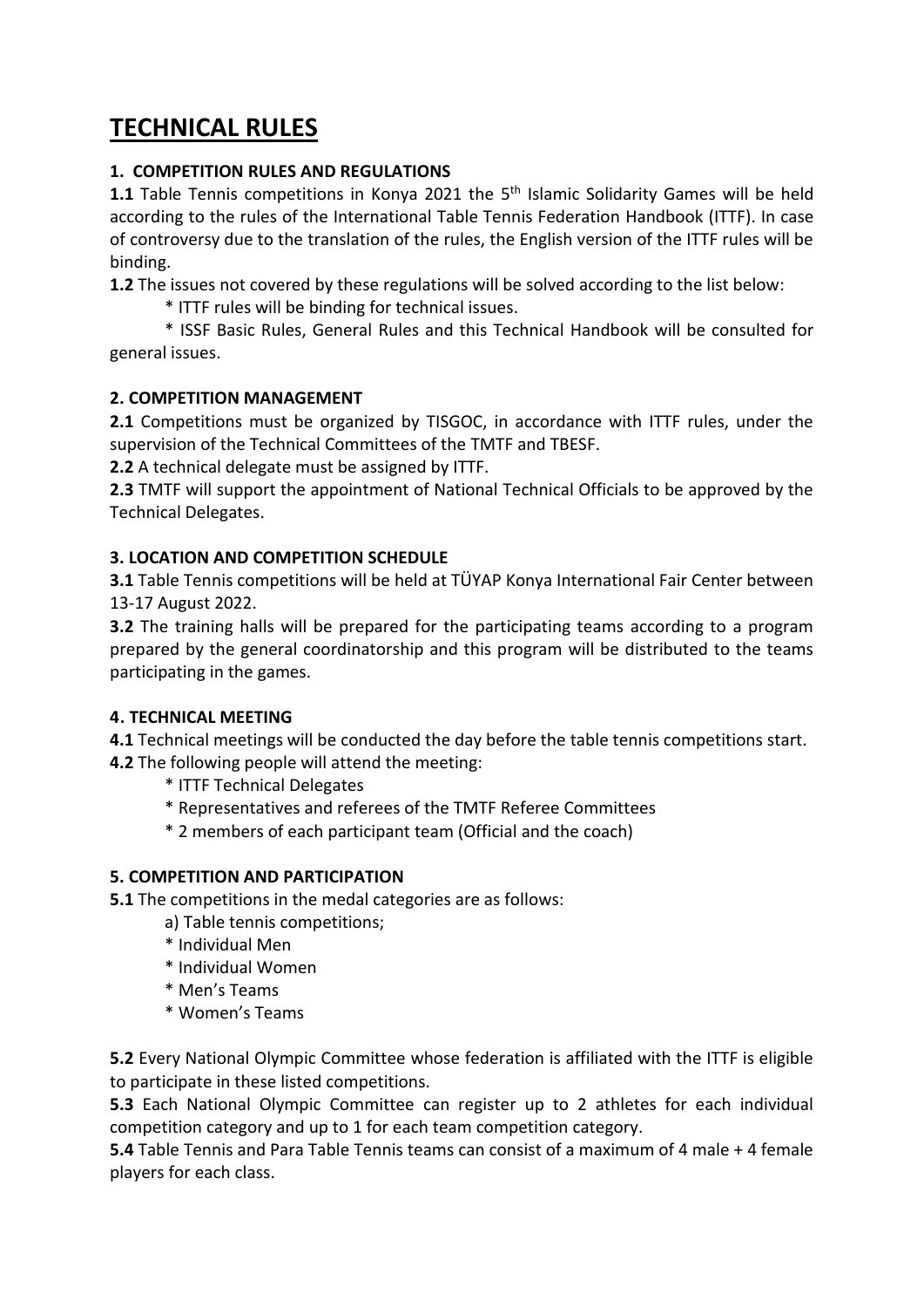# TECHNICAL RULES

### 1. COMPETITION RULES AND REGULATIONS

**1.1** Table Tennis competitions in Konya 2021 the 5th Islamic Solidarity Games will be held according to the rules of the International Table Tennis Federation Handbook (ITTF). In case of controversy due to the translation of the rules, the English version of the ITTF rules will be binding.

**1.2** The issues not covered by these regulations will be solved according to the list below:

* ITTF rules will be binding for technical issues.
* ISSF Basic Rules, General Rules and this Technical Handbook will be consulted for general issues.

### 2. COMPETITION MANAGEMENT

**2.1** Competitions must be organized by TISGOC, in accordance with ITTF rules, under the supervision of the Technical Committees of the TMTF and TBESF.

**2.2** A technical delegate must be assigned by ITTF.

**2.3** TMTF will support the appointment of National Technical Officials to be approved by the Technical Delegates.

### 3. LOCATION AND COMPETITION SCHEDULE

**3.1** Table Tennis competitions will be held at TÜYAP Konya International Fair Center between 13-17 August 2022.

**3.2** The training halls will be prepared for the participating teams according to a program prepared by the general coordinatorship and this program will be distributed to the teams participating in the games.

### 4. TECHNICAL MEETING

**4.1** Technical meetings will be conducted the day before the table tennis competitions start.

**4.2** The following people will attend the meeting:

* ITTF Technical Delegates
* Representatives and referees of the TMTF Referee Committees
* 2 members of each participant team (Official and the coach)

### 5. COMPETITION AND PARTICIPATION

**5.1** The competitions in the medal categories are as follows:

a) Table tennis competitions;

* Individual Men
* Individual Women
* Men's Teams
* Women's Teams

**5.2** Every National Olympic Committee whose federation is affiliated with the ITTF is eligible to participate in these listed competitions.

**5.3** Each National Olympic Committee can register up to 2 athletes for each individual competition category and up to 1 for each team competition category.

**5.4** Table Tennis and Para Table Tennis teams can consist of a maximum of 4 male + 4 female players for each class.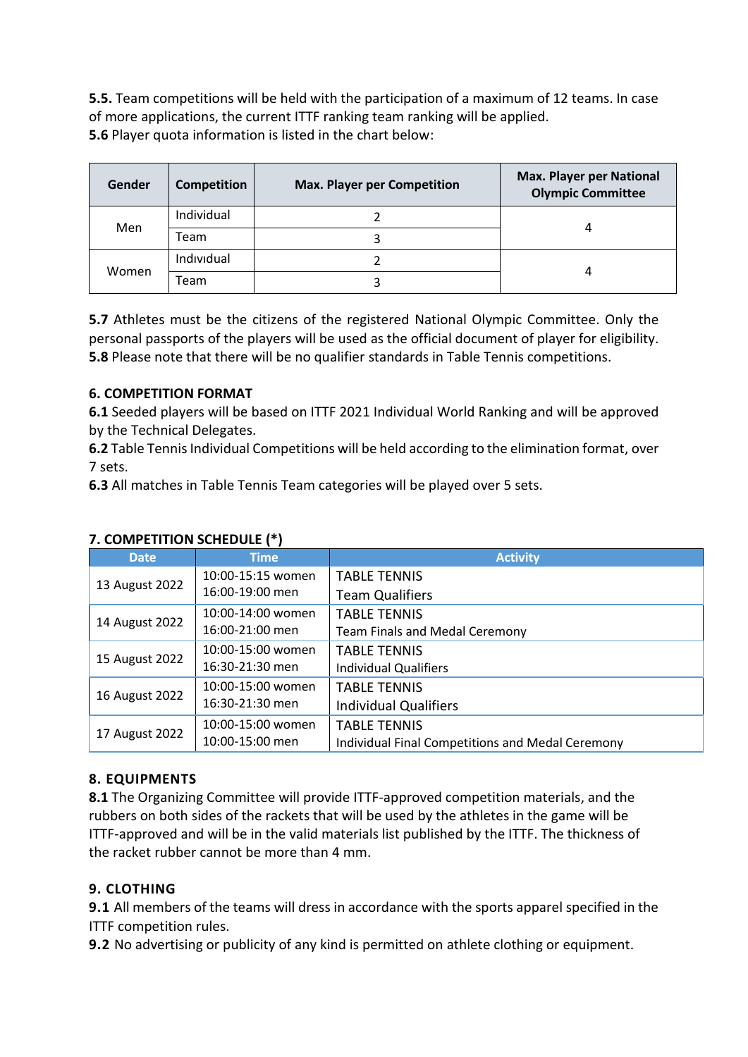**5.5.** Team competitions will be held with the participation of a maximum of 12 teams. In case of more applications, the current ITTF ranking team ranking will be applied.
**5.6** Player quota information is listed in the chart below:

| Gender | Competition | Max. Player per Competition | Max. Player per National Olympic Committee |
|---|---|---|---|
| Men | Individual | 2 | 4 |
| | Team | 3 | |
| Women | Indıvidual | 2 | 4 |
| | Team | 3 | |

**5.7** Athletes must be the citizens of the registered National Olympic Committee. Only the personal passports of the players will be used as the official document of player for eligibility.
**5.8** Please note that there will be no qualifier standards in Table Tennis competitions.

## 6. COMPETITION FORMAT

**6.1** Seeded players will be based on ITTF 2021 Individual World Ranking and will be approved by the Technical Delegates.
**6.2** Table Tennis Individual Competitions will be held according to the elimination format, over 7 sets.
**6.3** All matches in Table Tennis Team categories will be played over 5 sets.

## 7. COMPETITION SCHEDULE (*)

| Date | Time | Activity |
|---|---|---|
| 13 August 2022 | 10:00-15:15 women<br>16:00-19:00 men | TABLE TENNIS<br>Team Qualifiers |
| 14 August 2022 | 10:00-14:00 women<br>16:00-21:00 men | TABLE TENNIS<br>Team Finals and Medal Ceremony |
| 15 August 2022 | 10:00-15:00 women<br>16:30-21:30 men | TABLE TENNIS<br>Individual Qualifiers |
| 16 August 2022 | 10:00-15:00 women<br>16:30-21:30 men | TABLE TENNIS<br>Individual Qualifiers |
| 17 August 2022 | 10:00-15:00 women<br>10:00-15:00 men | TABLE TENNIS<br>Individual Final Competitions and Medal Ceremony |

## 8. EQUIPMENTS

**8.1** The Organizing Committee will provide ITTF-approved competition materials, and the rubbers on both sides of the rackets that will be used by the athletes in the game will be ITTF-approved and will be in the valid materials list published by the ITTF. The thickness of the racket rubber cannot be more than 4 mm.

## 9. CLOTHING

**9.1** All members of the teams will dress in accordance with the sports apparel specified in the ITTF competition rules.
**9.2** No advertising or publicity of any kind is permitted on athlete clothing or equipment.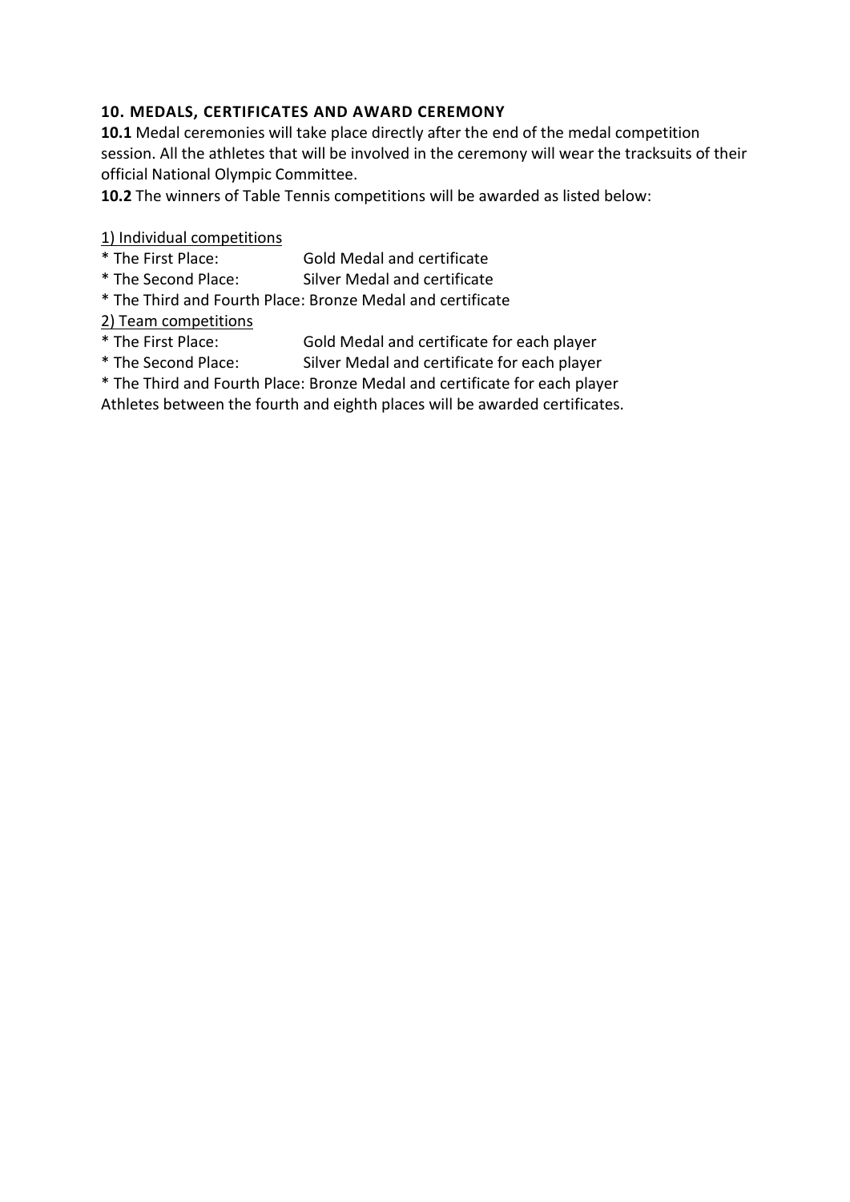### 10. MEDALS, CERTIFICATES AND AWARD CEREMONY

**10.1** Medal ceremonies will take place directly after the end of the medal competition session. All the athletes that will be involved in the ceremony will wear the tracksuits of their official National Olympic Committee.

**10.2** The winners of Table Tennis competitions will be awarded as listed below:

1) Individual competitions

* The First Place: Gold Medal and certificate
* The Second Place: Silver Medal and certificate
* The Third and Fourth Place: Bronze Medal and certificate

2) Team competitions

* The First Place: Gold Medal and certificate for each player
* The Second Place: Silver Medal and certificate for each player
* The Third and Fourth Place: Bronze Medal and certificate for each player

Athletes between the fourth and eighth places will be awarded certificates.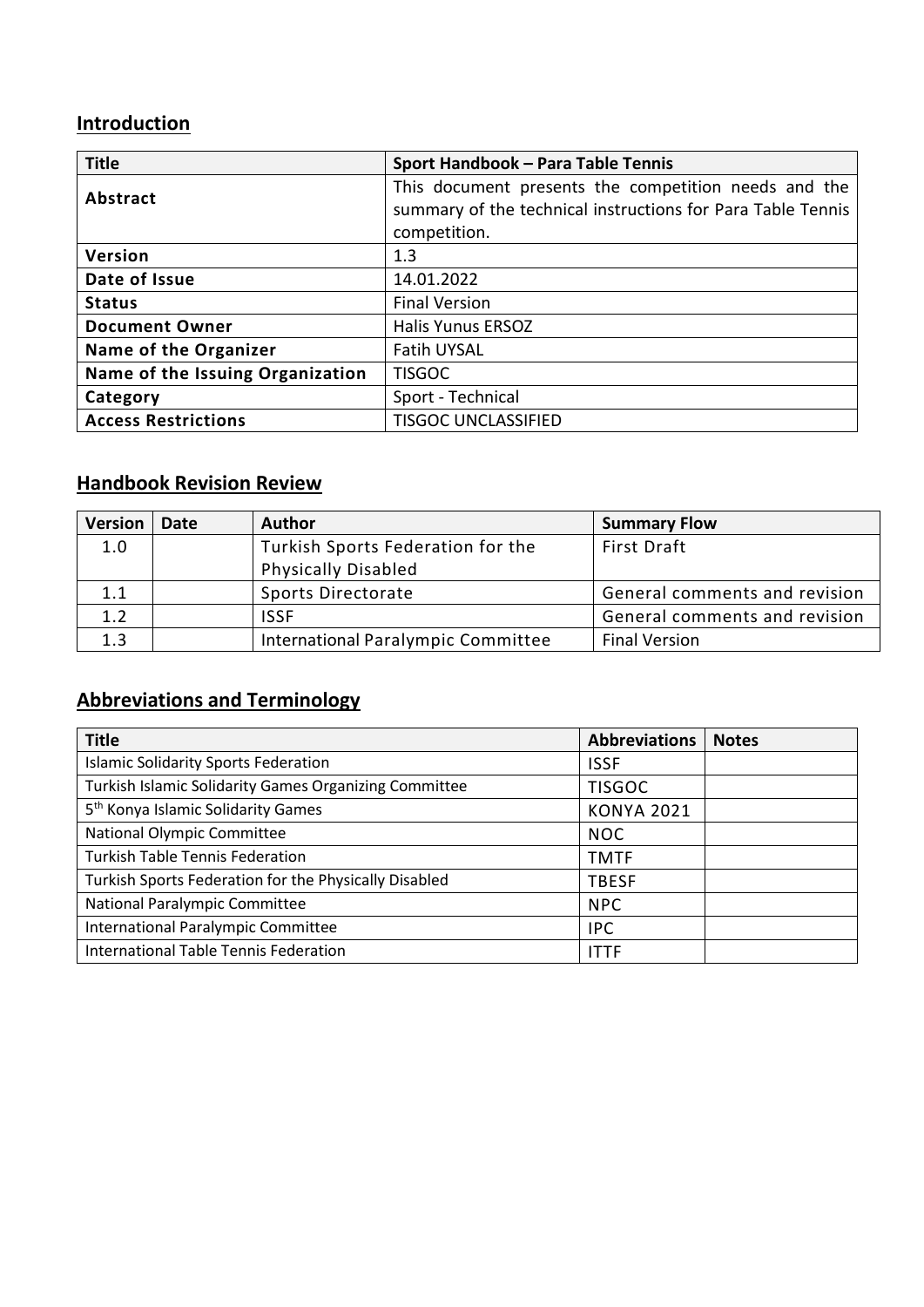## Introduction

| Title | Sport Handbook – Para Table Tennis |
|---|---|
| Abstract | This document presents the competition needs and the summary of the technical instructions for Para Table Tennis competition. |
| Version | 1.3 |
| Date of Issue | 14.01.2022 |
| Status | Final Version |
| Document Owner | Halis Yunus ERSOZ |
| Name of the Organizer | Fatih UYSAL |
| Name of the Issuing Organization | TISGOC |
| Category | Sport - Technical |
| Access Restrictions | TISGOC UNCLASSIFIED |

## Handbook Revision Review

| Version | Date | Author | Summary Flow |
|---|---|---|---|
| 1.0 | | Turkish Sports Federation for the Physically Disabled | First Draft |
| 1.1 | | Sports Directorate | General comments and revision |
| 1.2 | | ISSF | General comments and revision |
| 1.3 | | International Paralympic Committee | Final Version |

## Abbreviations and Terminology

| Title | Abbreviations | Notes |
|---|---|---|
| Islamic Solidarity Sports Federation | ISSF | |
| Turkish Islamic Solidarity Games Organizing Committee | TISGOC | |
| 5th Konya Islamic Solidarity Games | KONYA 2021 | |
| National Olympic Committee | NOC | |
| Turkish Table Tennis Federation | TMTF | |
| Turkish Sports Federation for the Physically Disabled | TBESF | |
| National Paralympic Committee | NPC | |
| International Paralympic Committee | IPC | |
| International Table Tennis Federation | ITTF | |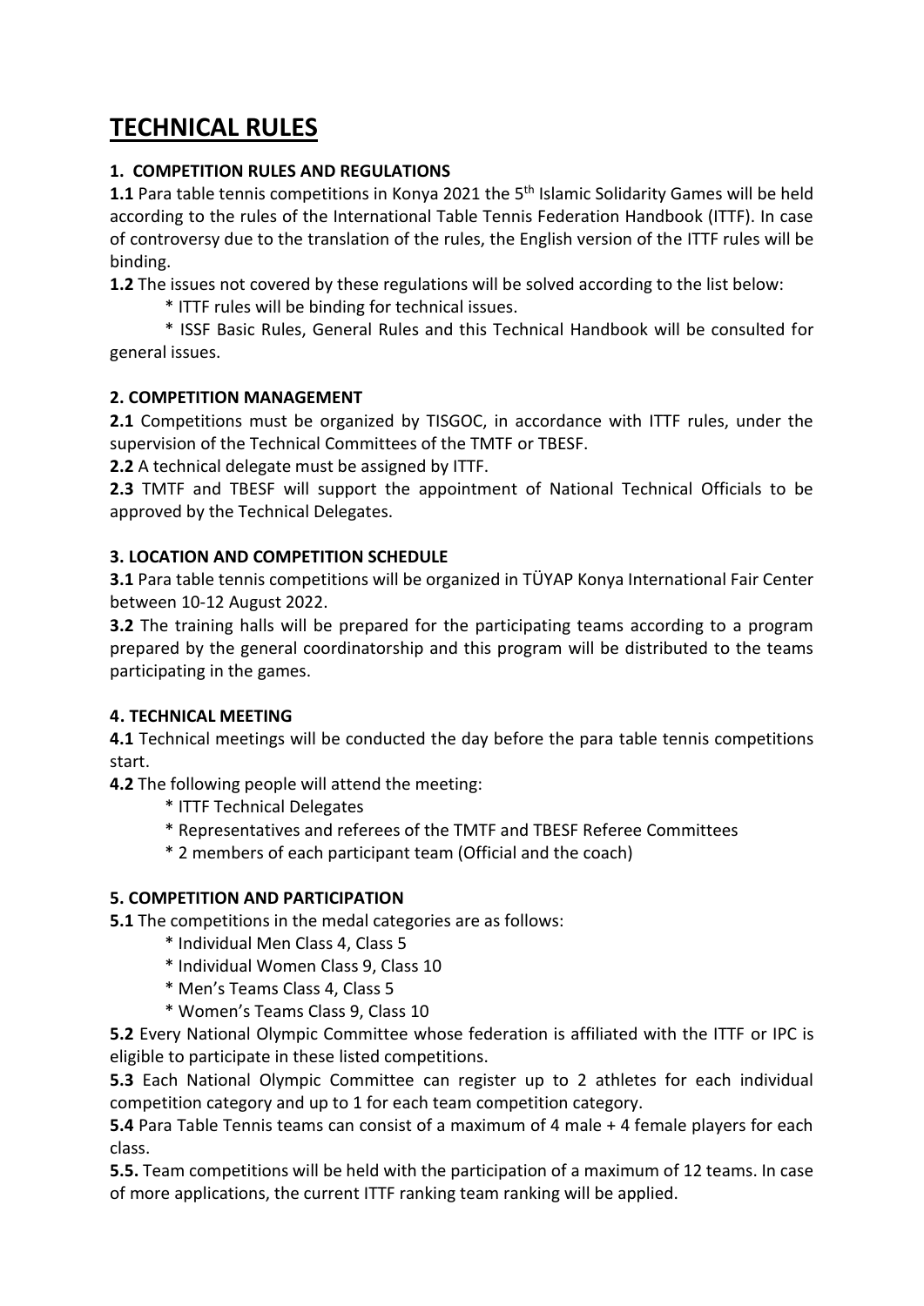# TECHNICAL RULES

### 1. COMPETITION RULES AND REGULATIONS

**1.1** Para table tennis competitions in Konya 2021 the 5th Islamic Solidarity Games will be held according to the rules of the International Table Tennis Federation Handbook (ITTF). In case of controversy due to the translation of the rules, the English version of the ITTF rules will be binding.

**1.2** The issues not covered by these regulations will be solved according to the list below:

* ITTF rules will be binding for technical issues.
* ISSF Basic Rules, General Rules and this Technical Handbook will be consulted for general issues.

### 2. COMPETITION MANAGEMENT

**2.1** Competitions must be organized by TISGOC, in accordance with ITTF rules, under the supervision of the Technical Committees of the TMTF or TBESF.

**2.2** A technical delegate must be assigned by ITTF.

**2.3** TMTF and TBESF will support the appointment of National Technical Officials to be approved by the Technical Delegates.

### 3. LOCATION AND COMPETITION SCHEDULE

**3.1** Para table tennis competitions will be organized in TÜYAP Konya International Fair Center between 10-12 August 2022.

**3.2** The training halls will be prepared for the participating teams according to a program prepared by the general coordinatorship and this program will be distributed to the teams participating in the games.

### 4. TECHNICAL MEETING

**4.1** Technical meetings will be conducted the day before the para table tennis competitions start.

**4.2** The following people will attend the meeting:

* ITTF Technical Delegates
* Representatives and referees of the TMTF and TBESF Referee Committees
* 2 members of each participant team (Official and the coach)

### 5. COMPETITION AND PARTICIPATION

**5.1** The competitions in the medal categories are as follows:

* Individual Men Class 4, Class 5
* Individual Women Class 9, Class 10
* Men's Teams Class 4, Class 5
* Women's Teams Class 9, Class 10

**5.2** Every National Olympic Committee whose federation is affiliated with the ITTF or IPC is eligible to participate in these listed competitions.

**5.3** Each National Olympic Committee can register up to 2 athletes for each individual competition category and up to 1 for each team competition category.

**5.4** Para Table Tennis teams can consist of a maximum of 4 male + 4 female players for each class.

**5.5.** Team competitions will be held with the participation of a maximum of 12 teams. In case of more applications, the current ITTF ranking team ranking will be applied.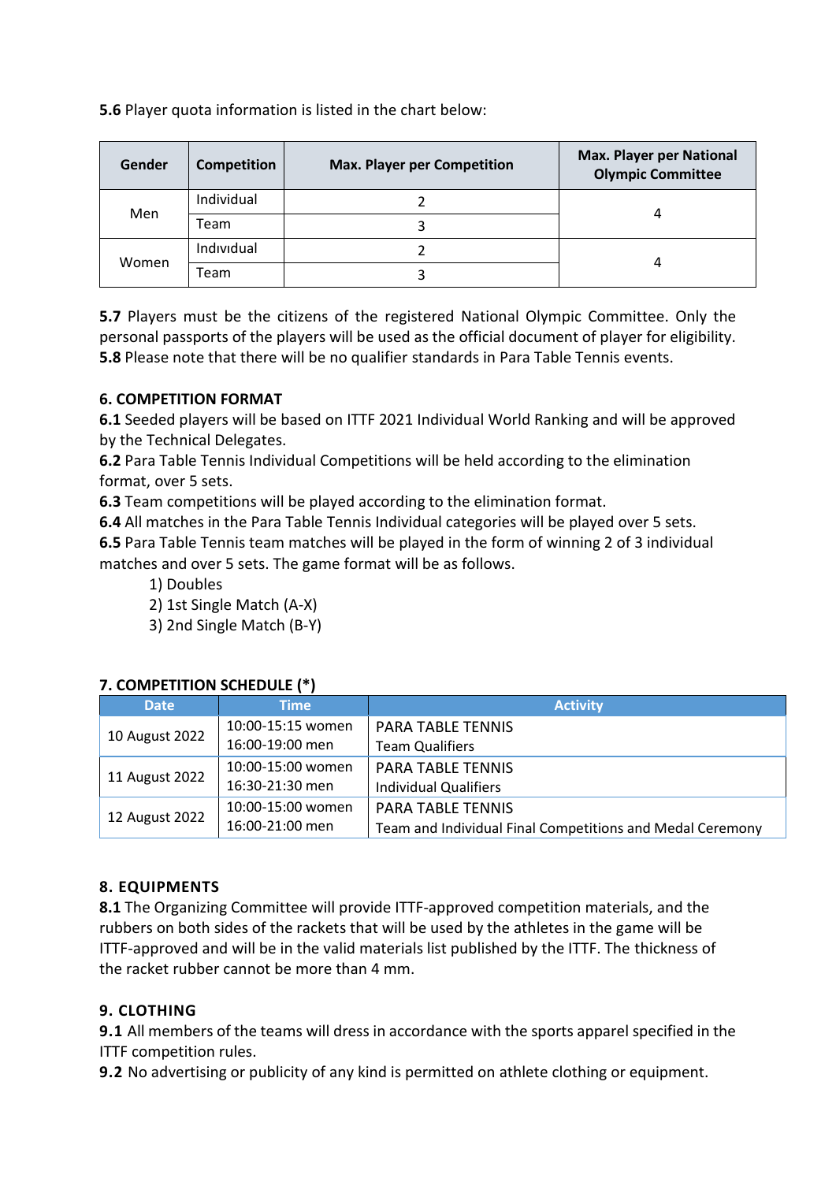**5.6** Player quota information is listed in the chart below:

| Gender | Competition | Max. Player per Competition | Max. Player per National Olympic Committee |
|---|---|---|---|
| Men | Individual | 2 | 4 |
| | Team | 3 | |
| Women | Individual | 2 | 4 |
| | Team | 3 | |

**5.7** Players must be the citizens of the registered National Olympic Committee. Only the personal passports of the players will be used as the official document of player for eligibility.
**5.8** Please note that there will be no qualifier standards in Para Table Tennis events.

## 6. COMPETITION FORMAT

**6.1** Seeded players will be based on ITTF 2021 Individual World Ranking and will be approved by the Technical Delegates.
**6.2** Para Table Tennis Individual Competitions will be held according to the elimination format, over 5 sets.
**6.3** Team competitions will be played according to the elimination format.
**6.4** All matches in the Para Table Tennis Individual categories will be played over 5 sets.
**6.5** Para Table Tennis team matches will be played in the form of winning 2 of 3 individual matches and over 5 sets. The game format will be as follows.

1) Doubles
2) 1st Single Match (A-X)
3) 2nd Single Match (B-Y)

## 7. COMPETITION SCHEDULE (*)

| Date | Time | Activity |
|---|---|---|
| 10 August 2022 | 10:00-15:15 women<br>16:00-19:00 men | PARA TABLE TENNIS<br>Team Qualifiers |
| 11 August 2022 | 10:00-15:00 women<br>16:30-21:30 men | PARA TABLE TENNIS<br>Individual Qualifiers |
| 12 August 2022 | 10:00-15:00 women<br>16:00-21:00 men | PARA TABLE TENNIS<br>Team and Individual Final Competitions and Medal Ceremony |

## 8. EQUIPMENTS

**8.1** The Organizing Committee will provide ITTF-approved competition materials, and the rubbers on both sides of the rackets that will be used by the athletes in the game will be ITTF-approved and will be in the valid materials list published by the ITTF. The thickness of the racket rubber cannot be more than 4 mm.

## 9. CLOTHING

**9.1** All members of the teams will dress in accordance with the sports apparel specified in the ITTF competition rules.
**9.2** No advertising or publicity of any kind is permitted on athlete clothing or equipment.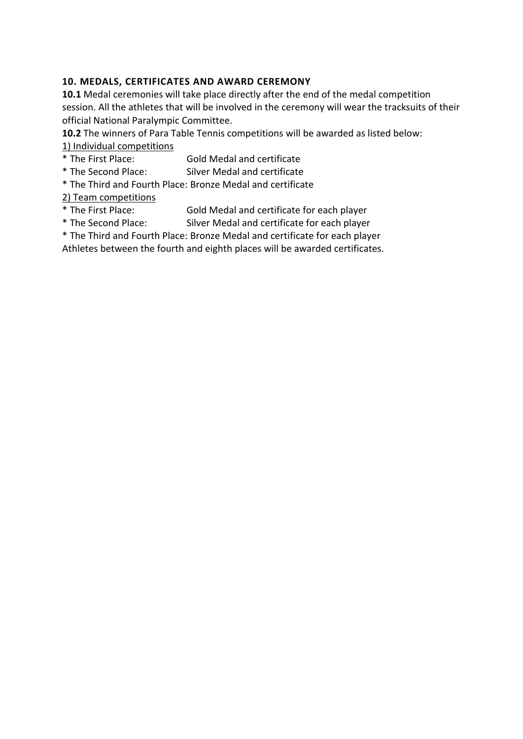### 10. MEDALS, CERTIFICATES AND AWARD CEREMONY

**10.1** Medal ceremonies will take place directly after the end of the medal competition session. All the athletes that will be involved in the ceremony will wear the tracksuits of their official National Paralympic Committee.

**10.2** The winners of Para Table Tennis competitions will be awarded as listed below:

1) Individual competitions

* The First Place: Gold Medal and certificate
* The Second Place: Silver Medal and certificate
* The Third and Fourth Place: Bronze Medal and certificate

2) Team competitions

* The First Place: Gold Medal and certificate for each player
* The Second Place: Silver Medal and certificate for each player
* The Third and Fourth Place: Bronze Medal and certificate for each player

Athletes between the fourth and eighth places will be awarded certificates.